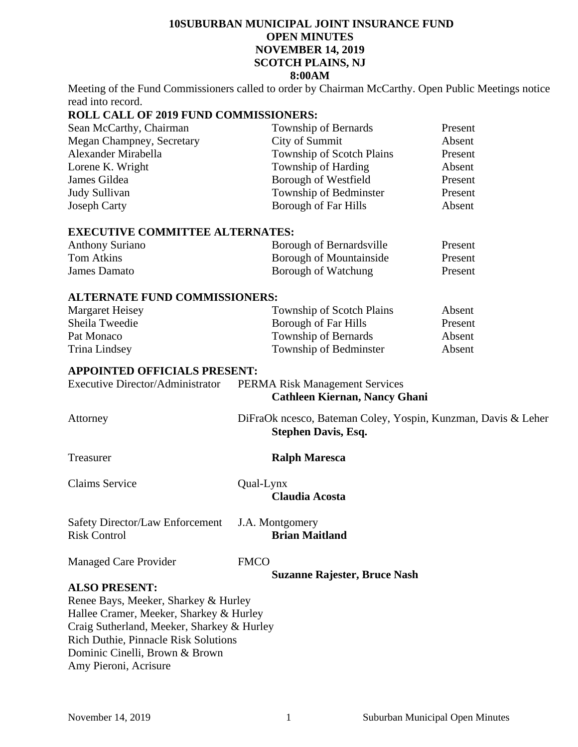# 10SUBURBAN MUNICIPAL JOINT INSURANCE FUND
## OPEN MINUTES
## NOVEMBER 14, 2019
## SCOTCH PLAINS, NJ
## 8:00AM

Meeting of the Fund Commissioners called to order by Chairman McCarthy. Open Public Meetings notice read into record.

**ROLL CALL OF 2019 FUND COMMISSIONERS:**

| | | |
|---|---|---|
| Sean McCarthy, Chairman | Township of Bernards | Present |
| Megan Champney, Secretary | City of Summit | Absent |
| Alexander Mirabella | Township of Scotch Plains | Present |
| Lorene K. Wright | Township of Harding | Absent |
| James Gildea | Borough of Westfield | Present |
| Judy Sullivan | Township of Bedminster | Present |
| Joseph Carty | Borough of Far Hills | Absent |

**EXECUTIVE COMMITTEE ALTERNATES:**

| | | |
|---|---|---|
| Anthony Suriano | Borough of Bernardsville | Present |
| Tom Atkins | Borough of Mountainside | Present |
| James Damato | Borough of Watchung | Present |

**ALTERNATE FUND COMMISSIONERS:**

| | | |
|---|---|---|
| Margaret Heisey | Township of Scotch Plains | Absent |
| Sheila Tweedie | Borough of Far Hills | Present |
| Pat Monaco | Township of Bernards | Absent |
| Trina Lindsey | Township of Bedminster | Absent |

**APPOINTED OFFICIALS PRESENT:**

Executive Director/Administrator — PERMA Risk Management Services
**Cathleen Kiernan, Nancy Ghani**

Attorney — DiFraOk ncesco, Bateman Coley, Yospin, Kunzman, Davis & Leher
**Stephen Davis, Esq.**

Treasurer — **Ralph Maresca**

Claims Service — Qual-Lynx
**Claudia Acosta**

Safety Director/Law Enforcement Risk Control — J.A. Montgomery
**Brian Maitland**

Managed Care Provider — FMCO
**Suzanne Rajester, Bruce Nash**

**ALSO PRESENT:**

Renee Bays, Meeker, Sharkey & Hurley
Hallee Cramer, Meeker, Sharkey & Hurley
Craig Sutherland, Meeker, Sharkey & Hurley
Rich Duthie, Pinnacle Risk Solutions
Dominic Cinelli, Brown & Brown
Amy Pieroni, Acrisure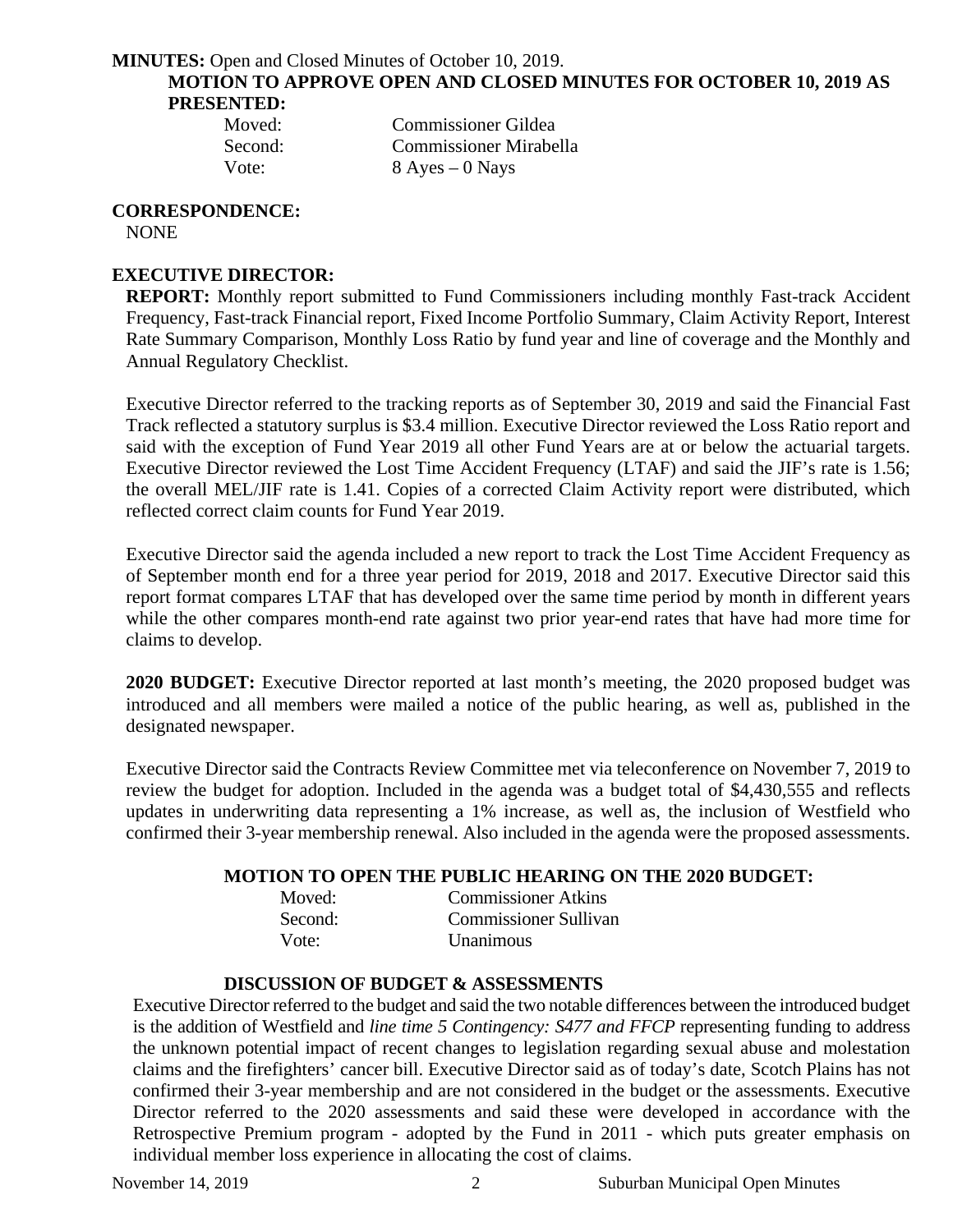**MINUTES:** Open and Closed Minutes of October 10, 2019.

**MOTION TO APPROVE OPEN AND CLOSED MINUTES FOR OCTOBER 10, 2019 AS PRESENTED:**

| | |
|---|---|
| Moved: | Commissioner Gildea |
| Second: | Commissioner Mirabella |
| Vote: | 8 Ayes – 0 Nays |

**CORRESPONDENCE:**

NONE

**EXECUTIVE DIRECTOR:**

**REPORT:** Monthly report submitted to Fund Commissioners including monthly Fast-track Accident Frequency, Fast-track Financial report, Fixed Income Portfolio Summary, Claim Activity Report, Interest Rate Summary Comparison, Monthly Loss Ratio by fund year and line of coverage and the Monthly and Annual Regulatory Checklist.

Executive Director referred to the tracking reports as of September 30, 2019 and said the Financial Fast Track reflected a statutory surplus is $3.4 million. Executive Director reviewed the Loss Ratio report and said with the exception of Fund Year 2019 all other Fund Years are at or below the actuarial targets. Executive Director reviewed the Lost Time Accident Frequency (LTAF) and said the JIF's rate is 1.56; the overall MEL/JIF rate is 1.41. Copies of a corrected Claim Activity report were distributed, which reflected correct claim counts for Fund Year 2019.

Executive Director said the agenda included a new report to track the Lost Time Accident Frequency as of September month end for a three year period for 2019, 2018 and 2017. Executive Director said this report format compares LTAF that has developed over the same time period by month in different years while the other compares month-end rate against two prior year-end rates that have had more time for claims to develop.

**2020 BUDGET:** Executive Director reported at last month's meeting, the 2020 proposed budget was introduced and all members were mailed a notice of the public hearing, as well as, published in the designated newspaper.

Executive Director said the Contracts Review Committee met via teleconference on November 7, 2019 to review the budget for adoption. Included in the agenda was a budget total of $4,430,555 and reflects updates in underwriting data representing a 1% increase, as well as, the inclusion of Westfield who confirmed their 3-year membership renewal. Also included in the agenda were the proposed assessments.

**MOTION TO OPEN THE PUBLIC HEARING ON THE 2020 BUDGET:**

| | |
|---|---|
| Moved: | Commissioner Atkins |
| Second: | Commissioner Sullivan |
| Vote: | Unanimous |

**DISCUSSION OF BUDGET & ASSESSMENTS**

Executive Director referred to the budget and said the two notable differences between the introduced budget is the addition of Westfield and *line time 5 Contingency: S477 and FFCP* representing funding to address the unknown potential impact of recent changes to legislation regarding sexual abuse and molestation claims and the firefighters' cancer bill. Executive Director said as of today's date, Scotch Plains has not confirmed their 3-year membership and are not considered in the budget or the assessments. Executive Director referred to the 2020 assessments and said these were developed in accordance with the Retrospective Premium program - adopted by the Fund in 2011 - which puts greater emphasis on individual member loss experience in allocating the cost of claims.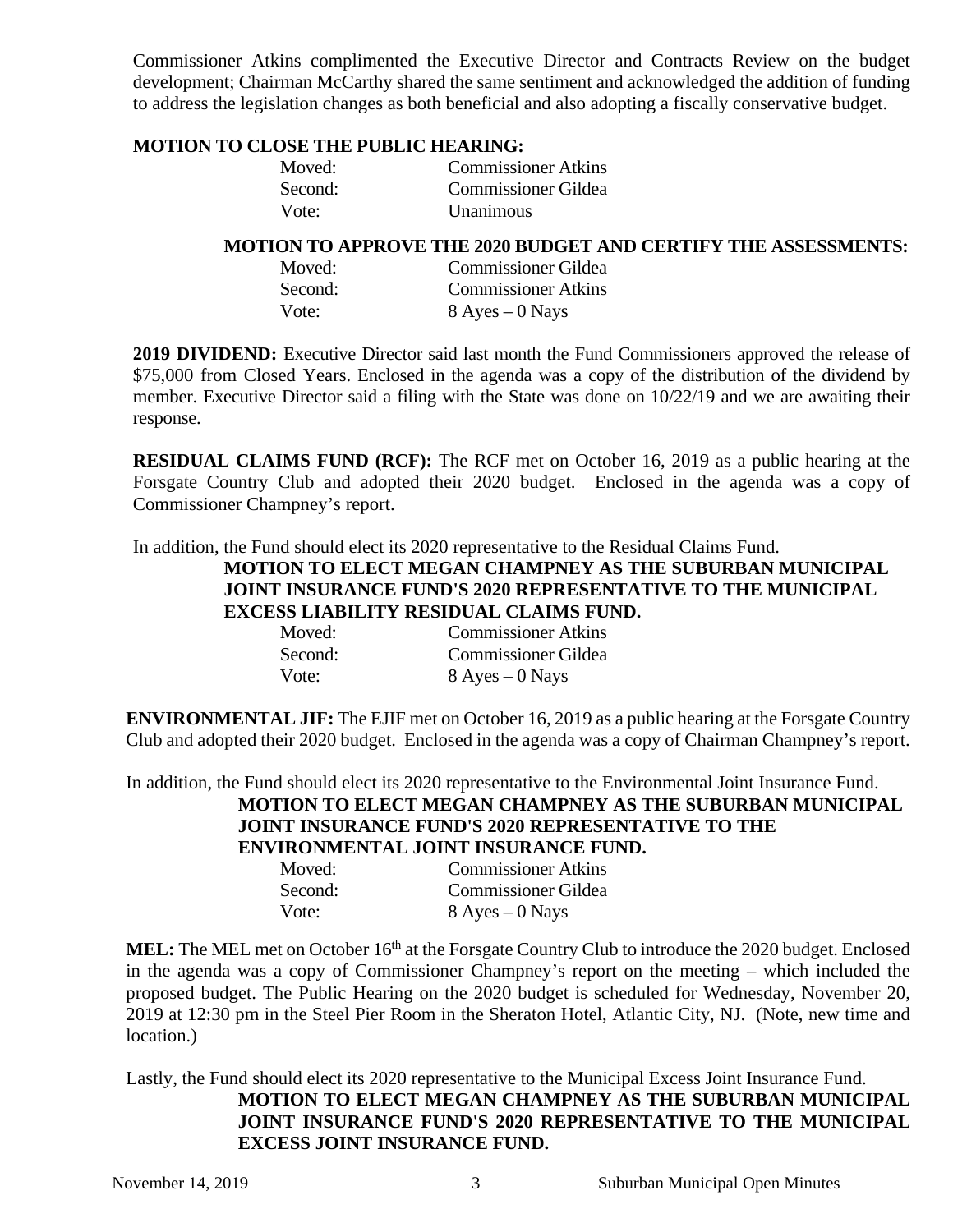Commissioner Atkins complimented the Executive Director and Contracts Review on the budget development; Chairman McCarthy shared the same sentiment and acknowledged the addition of funding to address the legislation changes as both beneficial and also adopting a fiscally conservative budget.

**MOTION TO CLOSE THE PUBLIC HEARING:**

| | |
|---|---|
| Moved: | Commissioner Atkins |
| Second: | Commissioner Gildea |
| Vote: | Unanimous |

**MOTION TO APPROVE THE 2020 BUDGET AND CERTIFY THE ASSESSMENTS:**

| | |
|---|---|
| Moved: | Commissioner Gildea |
| Second: | Commissioner Atkins |
| Vote: | 8 Ayes – 0 Nays |

**2019 DIVIDEND:** Executive Director said last month the Fund Commissioners approved the release of $75,000 from Closed Years. Enclosed in the agenda was a copy of the distribution of the dividend by member. Executive Director said a filing with the State was done on 10/22/19 and we are awaiting their response.

**RESIDUAL CLAIMS FUND (RCF):** The RCF met on October 16, 2019 as a public hearing at the Forsgate Country Club and adopted their 2020 budget. Enclosed in the agenda was a copy of Commissioner Champney's report.

In addition, the Fund should elect its 2020 representative to the Residual Claims Fund.

**MOTION TO ELECT MEGAN CHAMPNEY AS THE SUBURBAN MUNICIPAL JOINT INSURANCE FUND'S 2020 REPRESENTATIVE TO THE MUNICIPAL EXCESS LIABILITY RESIDUAL CLAIMS FUND.**

| | |
|---|---|
| Moved: | Commissioner Atkins |
| Second: | Commissioner Gildea |
| Vote: | 8 Ayes – 0 Nays |

**ENVIRONMENTAL JIF:** The EJIF met on October 16, 2019 as a public hearing at the Forsgate Country Club and adopted their 2020 budget. Enclosed in the agenda was a copy of Chairman Champney's report.

In addition, the Fund should elect its 2020 representative to the Environmental Joint Insurance Fund.

**MOTION TO ELECT MEGAN CHAMPNEY AS THE SUBURBAN MUNICIPAL JOINT INSURANCE FUND'S 2020 REPRESENTATIVE TO THE ENVIRONMENTAL JOINT INSURANCE FUND.**

| | |
|---|---|
| Moved: | Commissioner Atkins |
| Second: | Commissioner Gildea |
| Vote: | 8 Ayes – 0 Nays |

**MEL:** The MEL met on October 16th at the Forsgate Country Club to introduce the 2020 budget. Enclosed in the agenda was a copy of Commissioner Champney's report on the meeting – which included the proposed budget. The Public Hearing on the 2020 budget is scheduled for Wednesday, November 20, 2019 at 12:30 pm in the Steel Pier Room in the Sheraton Hotel, Atlantic City, NJ. (Note, new time and location.)

Lastly, the Fund should elect its 2020 representative to the Municipal Excess Joint Insurance Fund.

**MOTION TO ELECT MEGAN CHAMPNEY AS THE SUBURBAN MUNICIPAL JOINT INSURANCE FUND'S 2020 REPRESENTATIVE TO THE MUNICIPAL EXCESS JOINT INSURANCE FUND.**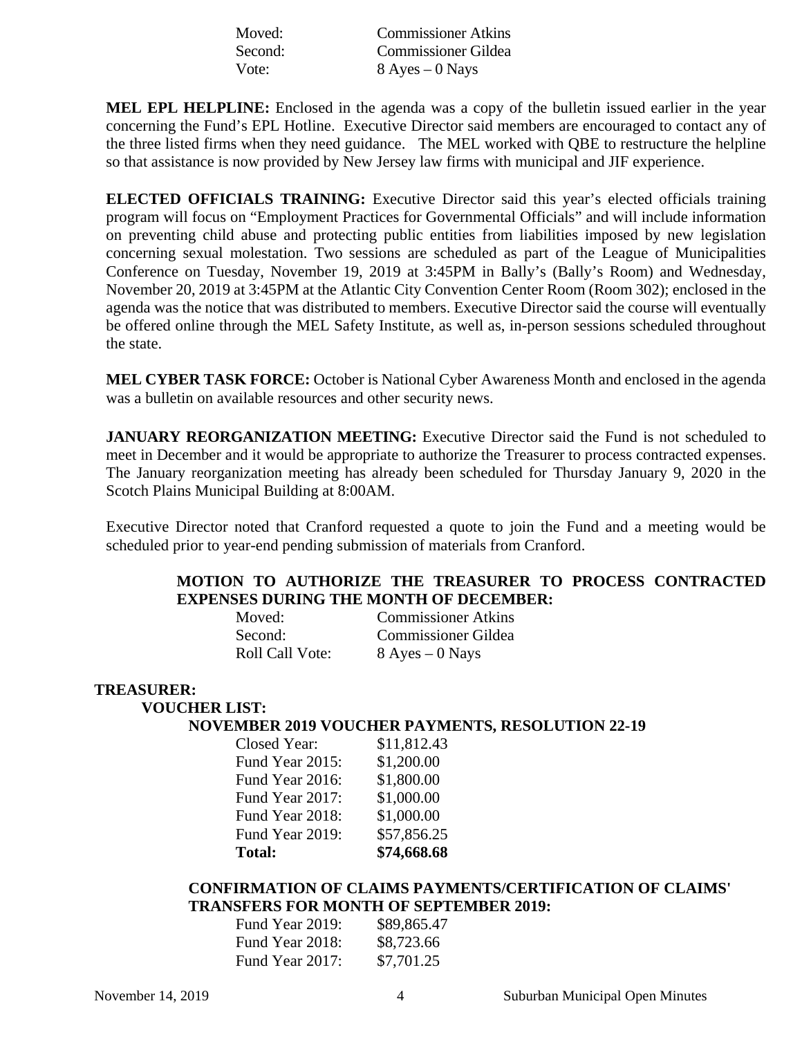| | |
|---|---|
| Moved: | Commissioner Atkins |
| Second: | Commissioner Gildea |
| Vote: | 8 Ayes – 0 Nays |

**MEL EPL HELPLINE:** Enclosed in the agenda was a copy of the bulletin issued earlier in the year concerning the Fund's EPL Hotline. Executive Director said members are encouraged to contact any of the three listed firms when they need guidance. The MEL worked with QBE to restructure the helpline so that assistance is now provided by New Jersey law firms with municipal and JIF experience.

**ELECTED OFFICIALS TRAINING:** Executive Director said this year's elected officials training program will focus on "Employment Practices for Governmental Officials" and will include information on preventing child abuse and protecting public entities from liabilities imposed by new legislation concerning sexual molestation. Two sessions are scheduled as part of the League of Municipalities Conference on Tuesday, November 19, 2019 at 3:45PM in Bally's (Bally's Room) and Wednesday, November 20, 2019 at 3:45PM at the Atlantic City Convention Center Room (Room 302); enclosed in the agenda was the notice that was distributed to members. Executive Director said the course will eventually be offered online through the MEL Safety Institute, as well as, in-person sessions scheduled throughout the state.

**MEL CYBER TASK FORCE:** October is National Cyber Awareness Month and enclosed in the agenda was a bulletin on available resources and other security news.

**JANUARY REORGANIZATION MEETING:** Executive Director said the Fund is not scheduled to meet in December and it would be appropriate to authorize the Treasurer to process contracted expenses. The January reorganization meeting has already been scheduled for Thursday January 9, 2020 in the Scotch Plains Municipal Building at 8:00AM.

Executive Director noted that Cranford requested a quote to join the Fund and a meeting would be scheduled prior to year-end pending submission of materials from Cranford.

**MOTION TO AUTHORIZE THE TREASURER TO PROCESS CONTRACTED EXPENSES DURING THE MONTH OF DECEMBER:**

| | |
|---|---|
| Moved: | Commissioner Atkins |
| Second: | Commissioner Gildea |
| Roll Call Vote: | 8 Ayes – 0 Nays |

**TREASURER:**

**VOUCHER LIST:**

**NOVEMBER 2019 VOUCHER PAYMENTS, RESOLUTION 22-19**

| | |
|---|---|
| Closed Year: | $11,812.43 |
| Fund Year 2015: | $1,200.00 |
| Fund Year 2016: | $1,800.00 |
| Fund Year 2017: | $1,000.00 |
| Fund Year 2018: | $1,000.00 |
| Fund Year 2019: | $57,856.25 |
| **Total:** | **$74,668.68** |

**CONFIRMATION OF CLAIMS PAYMENTS/CERTIFICATION OF CLAIMS' TRANSFERS FOR MONTH OF SEPTEMBER 2019:**

| | |
|---|---|
| Fund Year 2019: | $89,865.47 |
| Fund Year 2018: | $8,723.66 |
| Fund Year 2017: | $7,701.25 |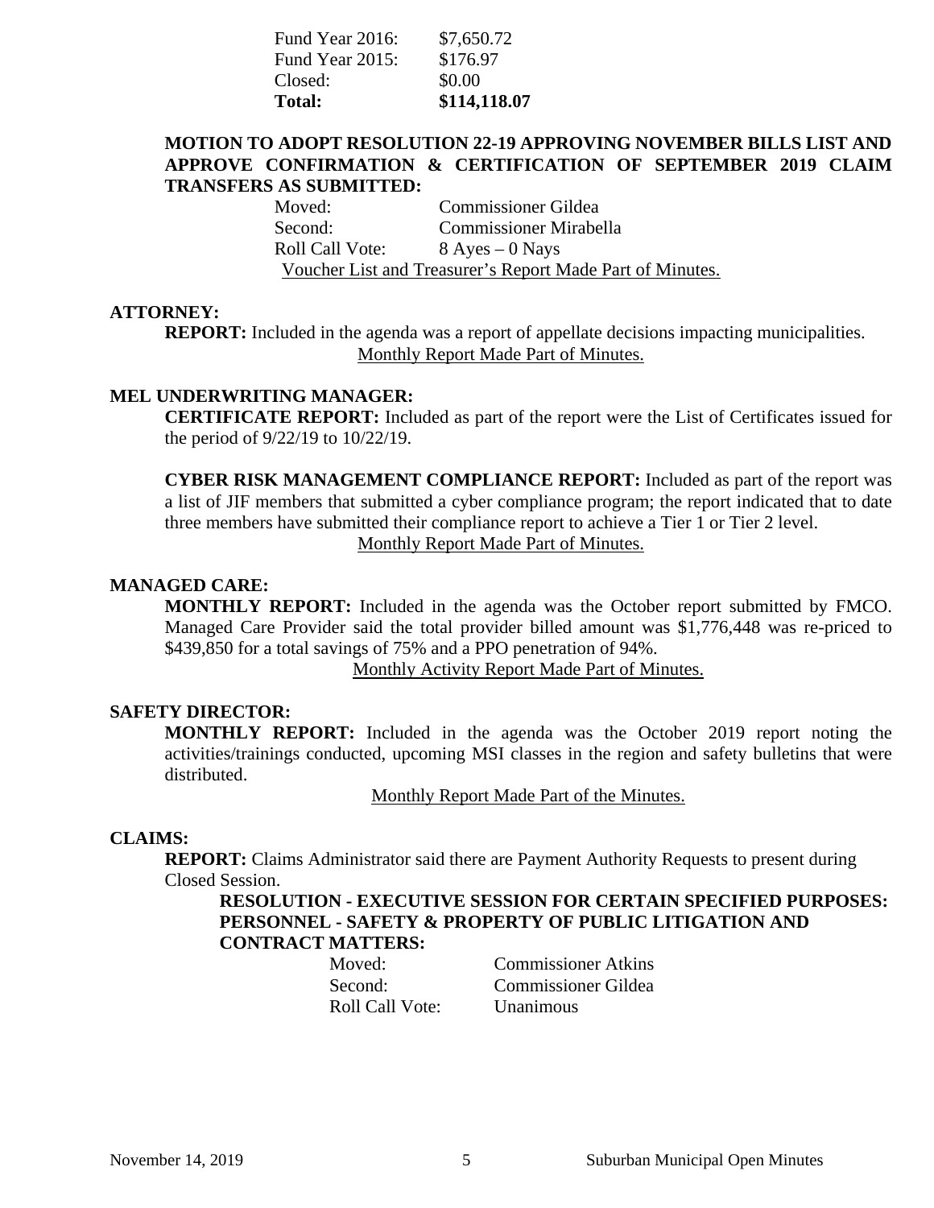| | |
|---|---|
| Fund Year 2016: | $7,650.72 |
| Fund Year 2015: | $176.97 |
| Closed: | $0.00 |
| **Total:** | **$114,118.07** |

**MOTION TO ADOPT RESOLUTION 22-19 APPROVING NOVEMBER BILLS LIST AND APPROVE CONFIRMATION & CERTIFICATION OF SEPTEMBER 2019 CLAIM TRANSFERS AS SUBMITTED:**

Moved: Commissioner Gildea
Second: Commissioner Mirabella
Roll Call Vote: 8 Ayes – 0 Nays

Voucher List and Treasurer's Report Made Part of Minutes.

**ATTORNEY:**

**REPORT:** Included in the agenda was a report of appellate decisions impacting municipalities.

Monthly Report Made Part of Minutes.

**MEL UNDERWRITING MANAGER:**

**CERTIFICATE REPORT:** Included as part of the report were the List of Certificates issued for the period of 9/22/19 to 10/22/19.

**CYBER RISK MANAGEMENT COMPLIANCE REPORT:** Included as part of the report was a list of JIF members that submitted a cyber compliance program; the report indicated that to date three members have submitted their compliance report to achieve a Tier 1 or Tier 2 level.

Monthly Report Made Part of Minutes.

**MANAGED CARE:**

**MONTHLY REPORT:** Included in the agenda was the October report submitted by FMCO. Managed Care Provider said the total provider billed amount was $1,776,448 was re-priced to $439,850 for a total savings of 75% and a PPO penetration of 94%.

Monthly Activity Report Made Part of Minutes.

**SAFETY DIRECTOR:**

**MONTHLY REPORT:** Included in the agenda was the October 2019 report noting the activities/trainings conducted, upcoming MSI classes in the region and safety bulletins that were distributed.

Monthly Report Made Part of the Minutes.

**CLAIMS:**

**REPORT:** Claims Administrator said there are Payment Authority Requests to present during Closed Session.

**RESOLUTION - EXECUTIVE SESSION FOR CERTAIN SPECIFIED PURPOSES: PERSONNEL - SAFETY & PROPERTY OF PUBLIC LITIGATION AND CONTRACT MATTERS:**

Moved: Commissioner Atkins
Second: Commissioner Gildea
Roll Call Vote: Unanimous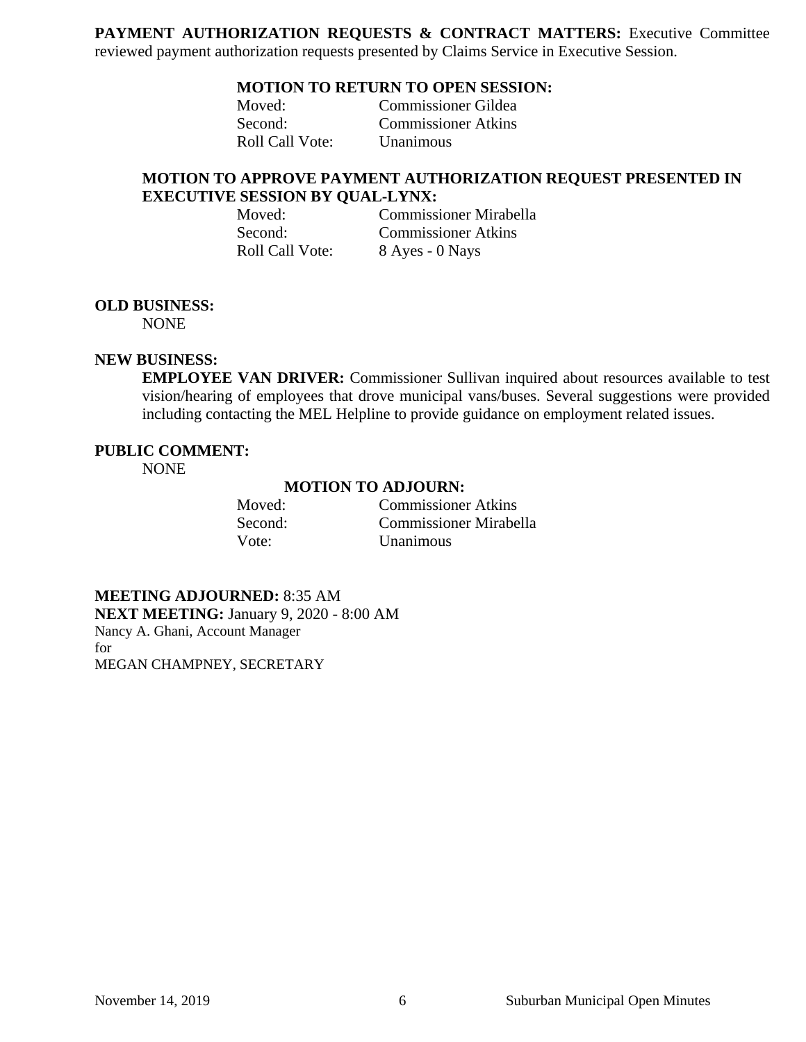**PAYMENT AUTHORIZATION REQUESTS & CONTRACT MATTERS:** Executive Committee reviewed payment authorization requests presented by Claims Service in Executive Session.

**MOTION TO RETURN TO OPEN SESSION:**

Moved: Commissioner Gildea
Second: Commissioner Atkins
Roll Call Vote: Unanimous

**MOTION TO APPROVE PAYMENT AUTHORIZATION REQUEST PRESENTED IN EXECUTIVE SESSION BY QUAL-LYNX:**

Moved: Commissioner Mirabella
Second: Commissioner Atkins
Roll Call Vote: 8 Ayes - 0 Nays

**OLD BUSINESS:**

NONE

**NEW BUSINESS:**

**EMPLOYEE VAN DRIVER:** Commissioner Sullivan inquired about resources available to test vision/hearing of employees that drove municipal vans/buses. Several suggestions were provided including contacting the MEL Helpline to provide guidance on employment related issues.

**PUBLIC COMMENT:**

NONE

**MOTION TO ADJOURN:**

Moved: Commissioner Atkins
Second: Commissioner Mirabella
Vote: Unanimous

**MEETING ADJOURNED:** 8:35 AM
**NEXT MEETING:** January 9, 2020 - 8:00 AM
Nancy A. Ghani, Account Manager
for
MEGAN CHAMPNEY, SECRETARY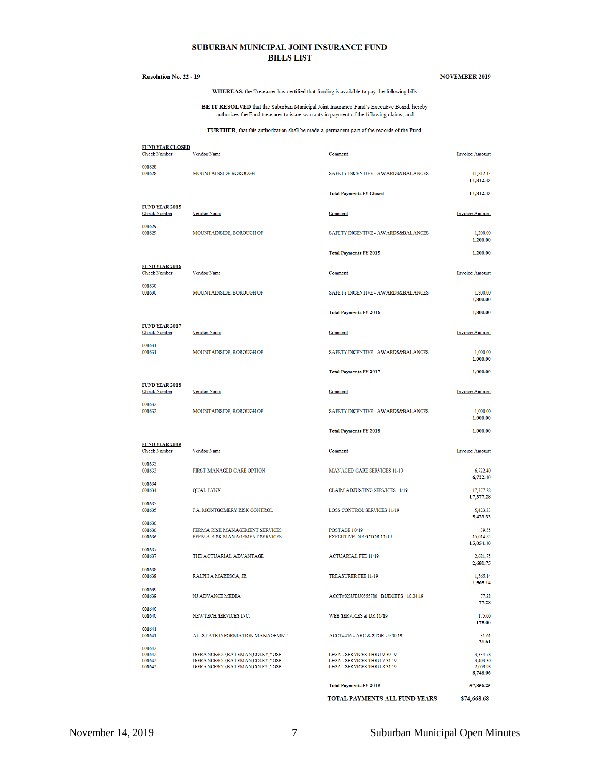**SUBURBAN MUNICIPAL JOINT INSURANCE FUND**
**BILLS LIST**

**Resolution No. 22 - 19** **NOVEMBER 2019**

**WHEREAS,** the Treasurer has certified that funding is available to pay the following bills:

**BE IT RESOLVED** that the Suburban Municipal Joint Insurance Fund's Executive Board, hereby authorizes the Fund treasurer to issue warrants in payment of the following claims; and

**FURTHER**, that this authorization shall be made a permanent part of the records of the Fund.

**FUND YEAR CLOSED**

| Check Number | Vendor Name | Comment | Invoice Amount |
|---|---|---|---|
| 001628 | | | |
| 001628 | MOUNTAINSIDE BOROUGH | SAFETY INCENTIVE - AWARDS&BALANCES | 11,812.43 |
| | | | **11,812.43** |
| | | **Total Payments FY Closed** | **11,812.43** |

**FUND YEAR 2015**

| Check Number | Vendor Name | Comment | Invoice Amount |
|---|---|---|---|
| 001629 | | | |
| 001629 | MOUNTAINSIDE, BOROUGH OF | SAFETY INCENTIVE - AWARDS&BALANCES | 1,200.00 |
| | | | **1,200.00** |
| | | **Total Payments FY 2015** | **1,200.00** |

**FUND YEAR 2016**

| Check Number | Vendor Name | Comment | Invoice Amount |
|---|---|---|---|
| 001630 | | | |
| 001630 | MOUNTAINSIDE, BOROUGH OF | SAFETY INCENTIVE - AWARDS&BALANCES | 1,800.00 |
| | | | **1,800.00** |
| | | **Total Payments FY 2016** | **1,800.00** |

**FUND YEAR 2017**

| Check Number | Vendor Name | Comment | Invoice Amount |
|---|---|---|---|
| 001631 | | | |
| 001631 | MOUNTAINSIDE, BOROUGH OF | SAFETY INCENTIVE - AWARDS&BALANCES | 1,000.00 |
| | | | **1,000.00** |
| | | **Total Payments FY 2017** | **1,000.00** |

**FUND YEAR 2018**

| Check Number | Vendor Name | Comment | Invoice Amount |
|---|---|---|---|
| 001632 | | | |
| 001632 | MOUNTAINSIDE, BOROUGH OF | SAFETY INCENTIVE - AWARDS&BALANCES | 1,000.00 |
| | | | **1,000.00** |
| | | **Total Payments FY 2018** | **1,000.00** |

**FUND YEAR 2019**

| Check Number | Vendor Name | Comment | Invoice Amount |
|---|---|---|---|
| 001633 | | | |
| 001633 | FIRST MANAGED CARE OPTION | MANAGED CARE SERVICES 11/19 | 6,722.40 |
| | | | **6,722.40** |
| 001634 | | | |
| 001634 | QUAL-LYNX | CLAIM ADJUSTING SERVICES 11/19 | 17,377.28 |
| | | | **17,377.28** |
| 001635 | | | |
| 001635 | J.A. MONTGOMERY RISK CONTROL | LOSS CONTROL SERVICES 11/19 | 5,423.33 |
| | | | **5,423.33** |
| 001636 | | | |
| 001636 | PERMA RISK MANAGEMENT SERVICES | POSTAGE 10/19 | 39.55 |
| 001636 | PERMA RISK MANAGEMENT SERVICES | EXECUTIVE DIRECTOR 11/19 | 15,014.85 |
| | | | **15,054.40** |
| 001637 | | | |
| 001637 | THE ACTUARIAL ADVANTAGE | ACTUARIAL FEE 11/19 | 2,681.75 |
| | | | **2,681.75** |
| 001638 | | | |
| 001638 | RALPH A MARESCA, JR | TREASURER FEE 11/19 | 1,565.14 |
| | | | **1,565.14** |
| 001639 | | | |
| 001639 | NJ ADVANCE MEDIA | ACCT#XSUBU0555780 - BUDGETS - 10.24.19 | 77.28 |
| | | | **77.28** |
| 001640 | | | |
| 001640 | NEWTECH SERVICES INC. | WEB SERVICES & DR 11/19 | 175.00 |
| | | | **175.00** |
| 001641 | | | |
| 001641 | ALLSTATE INFORMATION MANAGEMNT | ACCT#416 - ARC & STOR - 9.30.19 | 31.61 |
| | | | **31.61** |
| 001642 | | | |
| 001642 | DeFRANCESCO,BATEMAN,COLEY,YOSP | LEGAL SERVICES THRU 9.30.19 | 3,334.78 |
| 001642 | DeFRANCESCO,BATEMAN,COLEY,YOSP | LEGAL SERVICES THRU 7.31.19 | 3,403.30 |
| 001642 | DeFRANCESCO,BATEMAN,COLEY,YOSP | LEGAL SERVICES THRU 8.31.19 | 2,009.98 |
| | | | **8,748.06** |
| | | **Total Payments FY 2019** | **57,856.25** |
| | | **TOTAL PAYMENTS ALL FUND YEARS** | **$74,668.68** |